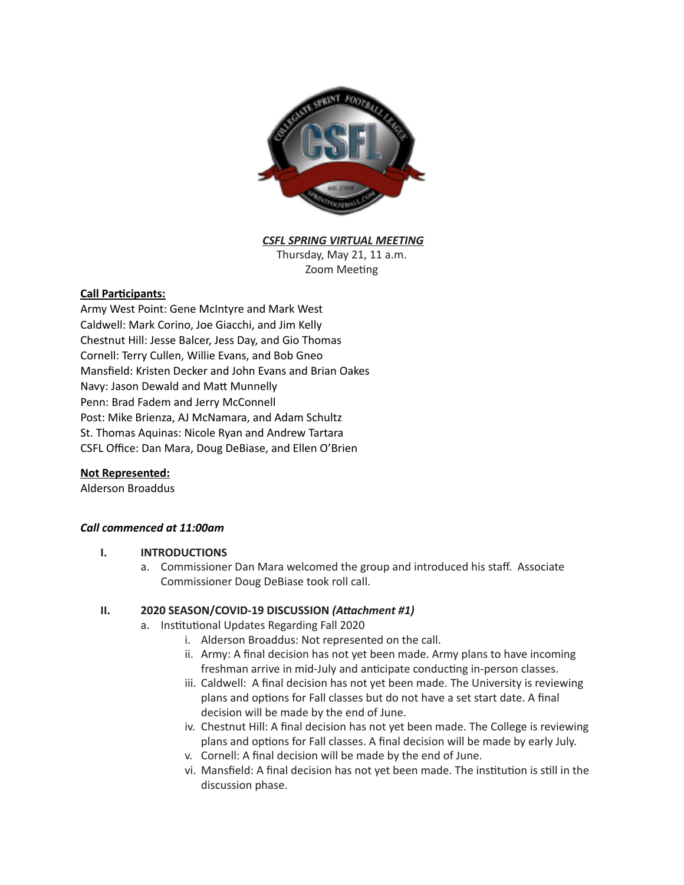***CSFL SPRING VIRTUAL MEETING***

Thursday, May 21, 11 a.m.
Zoom Meeting

**Call Participants:**

Army West Point: Gene McIntyre and Mark West
Caldwell: Mark Corino, Joe Giacchi, and Jim Kelly
Chestnut Hill: Jesse Balcer, Jess Day, and Gio Thomas
Cornell: Terry Cullen, Willie Evans, and Bob Gneo
Mansfield: Kristen Decker and John Evans and Brian Oakes
Navy: Jason Dewald and Matt Munnelly
Penn: Brad Fadem and Jerry McConnell
Post: Mike Brienza, AJ McNamara, and Adam Schultz
St. Thomas Aquinas: Nicole Ryan and Andrew Tartara
CSFL Office: Dan Mara, Doug DeBiase, and Ellen O'Brien

**Not Represented:**

Alderson Broaddus

***Call commenced at 11:00am***

I. **INTRODUCTIONS**
   a. Commissioner Dan Mara welcomed the group and introduced his staff. Associate Commissioner Doug DeBiase took roll call.

II. **2020 SEASON/COVID-19 DISCUSSION *(Attachment #1)***
   a. Institutional Updates Regarding Fall 2020
      i. Alderson Broaddus: Not represented on the call.
      ii. Army: A final decision has not yet been made. Army plans to have incoming freshman arrive in mid-July and anticipate conducting in-person classes.
      iii. Caldwell: A final decision has not yet been made. The University is reviewing plans and options for Fall classes but do not have a set start date. A final decision will be made by the end of June.
      iv. Chestnut Hill: A final decision has not yet been made. The College is reviewing plans and options for Fall classes. A final decision will be made by early July.
      v. Cornell: A final decision will be made by the end of June.
      vi. Mansfield: A final decision has not yet been made. The institution is still in the discussion phase.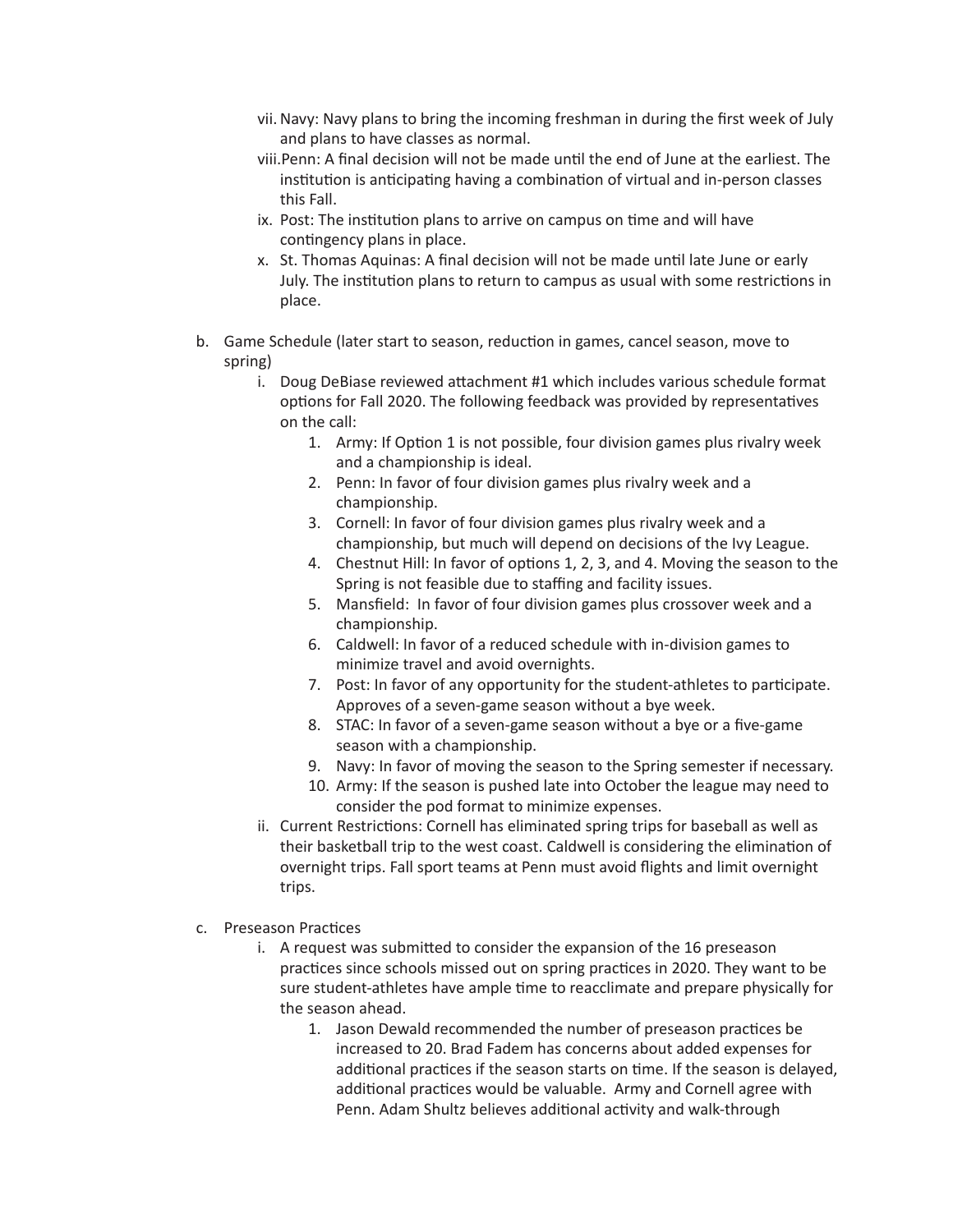vii. Navy: Navy plans to bring the incoming freshman in during the first week of July and plans to have classes as normal.

viii. Penn: A final decision will not be made until the end of June at the earliest. The institution is anticipating having a combination of virtual and in-person classes this Fall.

ix. Post: The institution plans to arrive on campus on time and will have contingency plans in place.

x. St. Thomas Aquinas: A final decision will not be made until late June or early July. The institution plans to return to campus as usual with some restrictions in place.

b. Game Schedule (later start to season, reduction in games, cancel season, move to spring)

   i. Doug DeBiase reviewed attachment #1 which includes various schedule format options for Fall 2020. The following feedback was provided by representatives on the call:

      1. Army: If Option 1 is not possible, four division games plus rivalry week and a championship is ideal.
      2. Penn: In favor of four division games plus rivalry week and a championship.
      3. Cornell: In favor of four division games plus rivalry week and a championship, but much will depend on decisions of the Ivy League.
      4. Chestnut Hill: In favor of options 1, 2, 3, and 4. Moving the season to the Spring is not feasible due to staffing and facility issues.
      5. Mansfield: In favor of four division games plus crossover week and a championship.
      6. Caldwell: In favor of a reduced schedule with in-division games to minimize travel and avoid overnights.
      7. Post: In favor of any opportunity for the student-athletes to participate. Approves of a seven-game season without a bye week.
      8. STAC: In favor of a seven-game season without a bye or a five-game season with a championship.
      9. Navy: In favor of moving the season to the Spring semester if necessary.
      10. Army: If the season is pushed late into October the league may need to consider the pod format to minimize expenses.

   ii. Current Restrictions: Cornell has eliminated spring trips for baseball as well as their basketball trip to the west coast. Caldwell is considering the elimination of overnight trips. Fall sport teams at Penn must avoid flights and limit overnight trips.

c. Preseason Practices

   i. A request was submitted to consider the expansion of the 16 preseason practices since schools missed out on spring practices in 2020. They want to be sure student-athletes have ample time to reacclimate and prepare physically for the season ahead.

      1. Jason Dewald recommended the number of preseason practices be increased to 20. Brad Fadem has concerns about added expenses for additional practices if the season starts on time. If the season is delayed, additional practices would be valuable. Army and Cornell agree with Penn. Adam Shultz believes additional activity and walk-through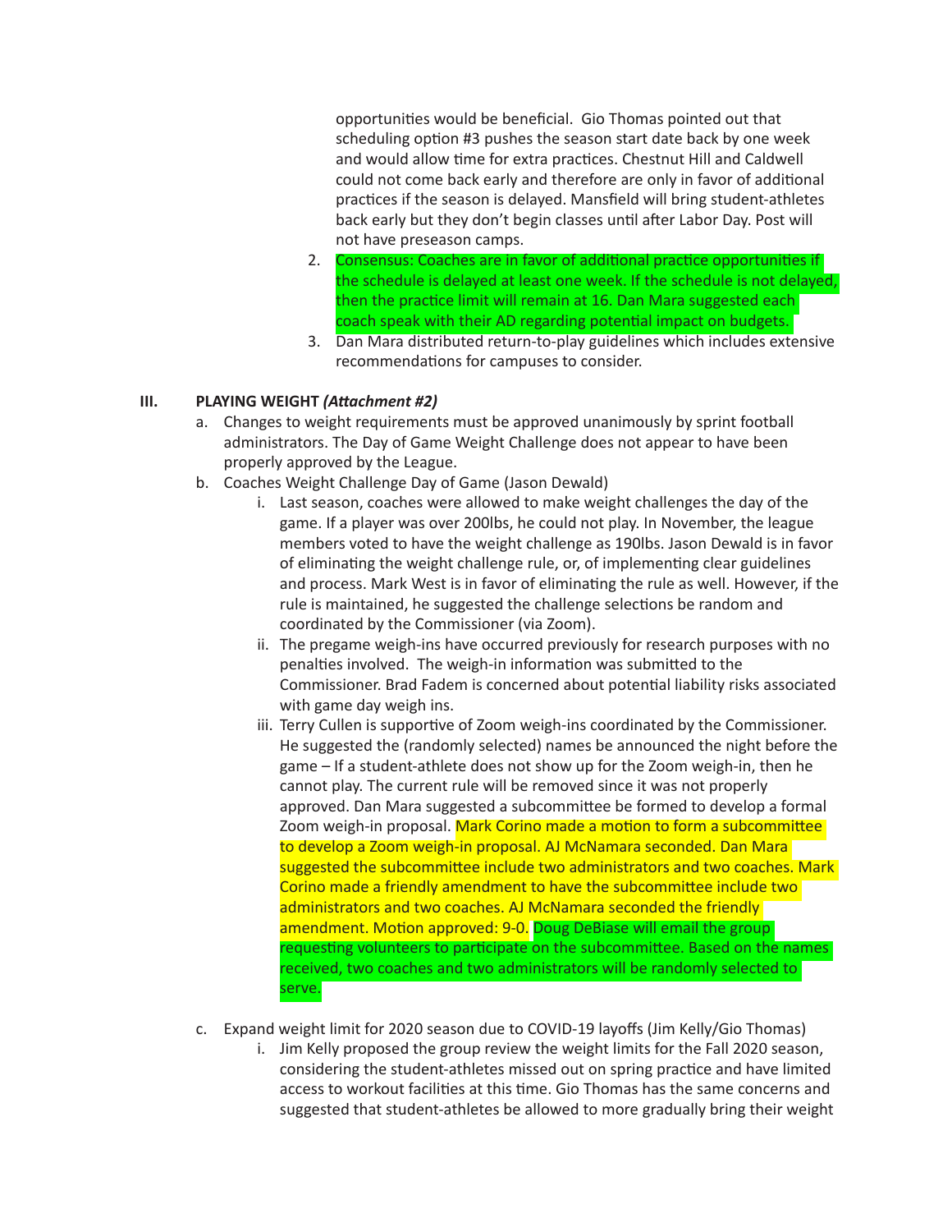opportunities would be beneficial. Gio Thomas pointed out that scheduling option #3 pushes the season start date back by one week and would allow time for extra practices. Chestnut Hill and Caldwell could not come back early and therefore are only in favor of additional practices if the season is delayed. Mansfield will bring student-athletes back early but they don't begin classes until after Labor Day. Post will not have preseason camps.

2. Consensus: Coaches are in favor of additional practice opportunities if the schedule is delayed at least one week. If the schedule is not delayed, then the practice limit will remain at 16. Dan Mara suggested each coach speak with their AD regarding potential impact on budgets.
3. Dan Mara distributed return-to-play guidelines which includes extensive recommendations for campuses to consider.

## III. PLAYING WEIGHT *(Attachment #2)*

a. Changes to weight requirements must be approved unanimously by sprint football administrators. The Day of Game Weight Challenge does not appear to have been properly approved by the League.

b. Coaches Weight Challenge Day of Game (Jason Dewald)

   i. Last season, coaches were allowed to make weight challenges the day of the game. If a player was over 200lbs, he could not play. In November, the league members voted to have the weight challenge as 190lbs. Jason Dewald is in favor of eliminating the weight challenge rule, or, of implementing clear guidelines and process. Mark West is in favor of eliminating the rule as well. However, if the rule is maintained, he suggested the challenge selections be random and coordinated by the Commissioner (via Zoom).

   ii. The pregame weigh-ins have occurred previously for research purposes with no penalties involved. The weigh-in information was submitted to the Commissioner. Brad Fadem is concerned about potential liability risks associated with game day weigh ins.

   iii. Terry Cullen is supportive of Zoom weigh-ins coordinated by the Commissioner. He suggested the (randomly selected) names be announced the night before the game – If a student-athlete does not show up for the Zoom weigh-in, then he cannot play. The current rule will be removed since it was not properly approved. Dan Mara suggested a subcommittee be formed to develop a formal Zoom weigh-in proposal. Mark Corino made a motion to form a subcommittee to develop a Zoom weigh-in proposal. AJ McNamara seconded. Dan Mara suggested the subcommittee include two administrators and two coaches. Mark Corino made a friendly amendment to have the subcommittee include two administrators and two coaches. AJ McNamara seconded the friendly amendment. Motion approved: 9-0. Doug DeBiase will email the group requesting volunteers to participate on the subcommittee. Based on the names received, two coaches and two administrators will be randomly selected to serve.

c. Expand weight limit for 2020 season due to COVID-19 layoffs (Jim Kelly/Gio Thomas)

   i. Jim Kelly proposed the group review the weight limits for the Fall 2020 season, considering the student-athletes missed out on spring practice and have limited access to workout facilities at this time. Gio Thomas has the same concerns and suggested that student-athletes be allowed to more gradually bring their weight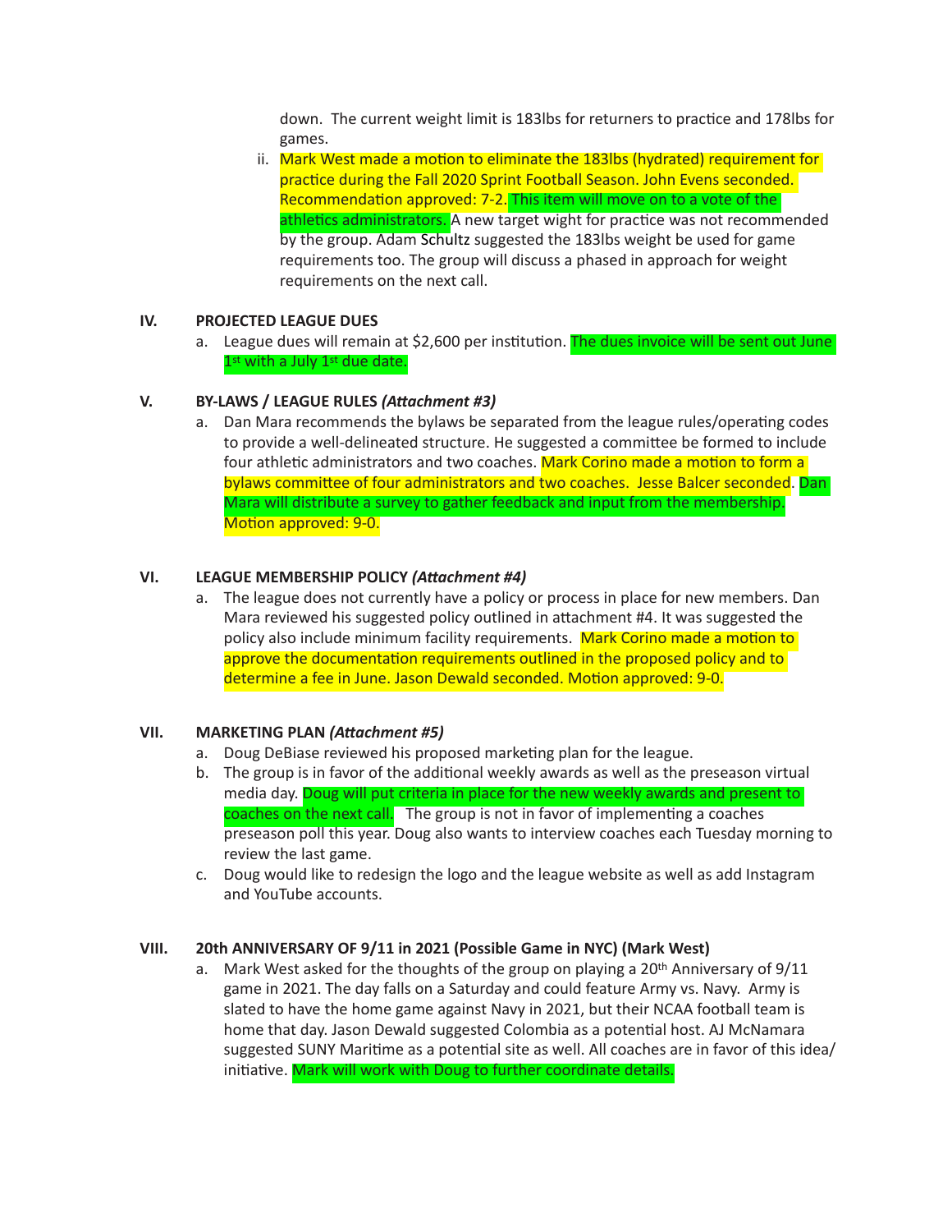down. The current weight limit is 183lbs for returners to practice and 178lbs for games.

   ii. Mark West made a motion to eliminate the 183lbs (hydrated) requirement for practice during the Fall 2020 Sprint Football Season. John Evens seconded. Recommendation approved: 7-2. This item will move on to a vote of the athletics administrators. A new target wight for practice was not recommended by the group. Adam Schultz suggested the 183lbs weight be used for game requirements too. The group will discuss a phased in approach for weight requirements on the next call.

## IV. PROJECTED LEAGUE DUES

a. League dues will remain at $2,600 per institution. The dues invoice will be sent out June 1st with a July 1st due date.

## V. BY-LAWS / LEAGUE RULES *(Attachment #3)*

a. Dan Mara recommends the bylaws be separated from the league rules/operating codes to provide a well-delineated structure. He suggested a committee be formed to include four athletic administrators and two coaches. Mark Corino made a motion to form a bylaws committee of four administrators and two coaches. Jesse Balcer seconded. Dan Mara will distribute a survey to gather feedback and input from the membership. Motion approved: 9-0.

## VI. LEAGUE MEMBERSHIP POLICY *(Attachment #4)*

a. The league does not currently have a policy or process in place for new members. Dan Mara reviewed his suggested policy outlined in attachment #4. It was suggested the policy also include minimum facility requirements. Mark Corino made a motion to approve the documentation requirements outlined in the proposed policy and to determine a fee in June. Jason Dewald seconded. Motion approved: 9-0.

## VII. MARKETING PLAN *(Attachment #5)*

a. Doug DeBiase reviewed his proposed marketing plan for the league.
b. The group is in favor of the additional weekly awards as well as the preseason virtual media day. Doug will put criteria in place for the new weekly awards and present to coaches on the next call. The group is not in favor of implementing a coaches preseason poll this year. Doug also wants to interview coaches each Tuesday morning to review the last game.
c. Doug would like to redesign the logo and the league website as well as add Instagram and YouTube accounts.

## VIII. 20th ANNIVERSARY OF 9/11 in 2021 (Possible Game in NYC) (Mark West)

a. Mark West asked for the thoughts of the group on playing a 20th Anniversary of 9/11 game in 2021. The day falls on a Saturday and could feature Army vs. Navy. Army is slated to have the home game against Navy in 2021, but their NCAA football team is home that day. Jason Dewald suggested Colombia as a potential host. AJ McNamara suggested SUNY Maritime as a potential site as well. All coaches are in favor of this idea/ initiative. Mark will work with Doug to further coordinate details.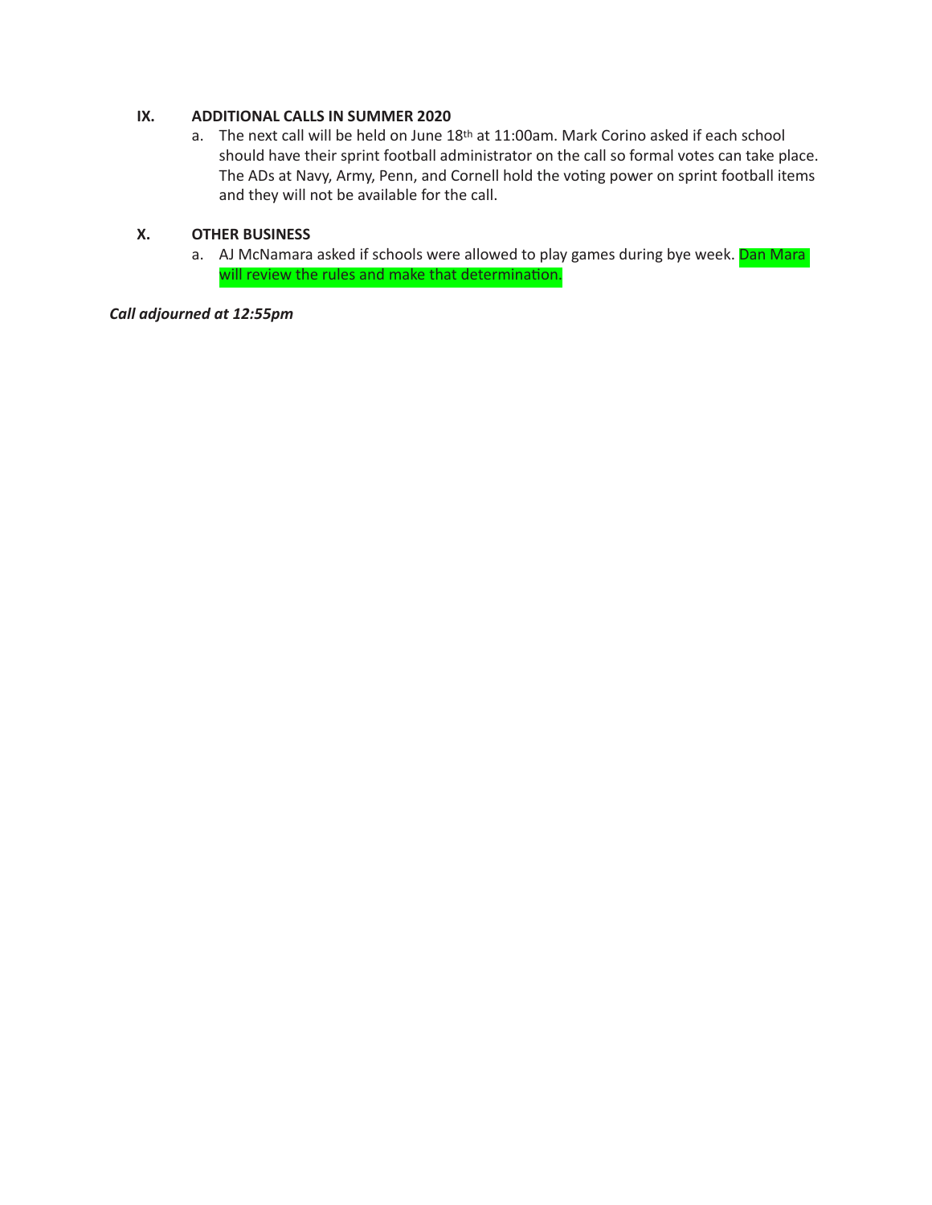### IX. ADDITIONAL CALLS IN SUMMER 2020

a. The next call will be held on June 18th at 11:00am. Mark Corino asked if each school should have their sprint football administrator on the call so formal votes can take place. The ADs at Navy, Army, Penn, and Cornell hold the voting power on sprint football items and they will not be available for the call.

### X. OTHER BUSINESS

a. AJ McNamara asked if schools were allowed to play games during bye week. Dan Mara will review the rules and make that determination.

***Call adjourned at 12:55pm***